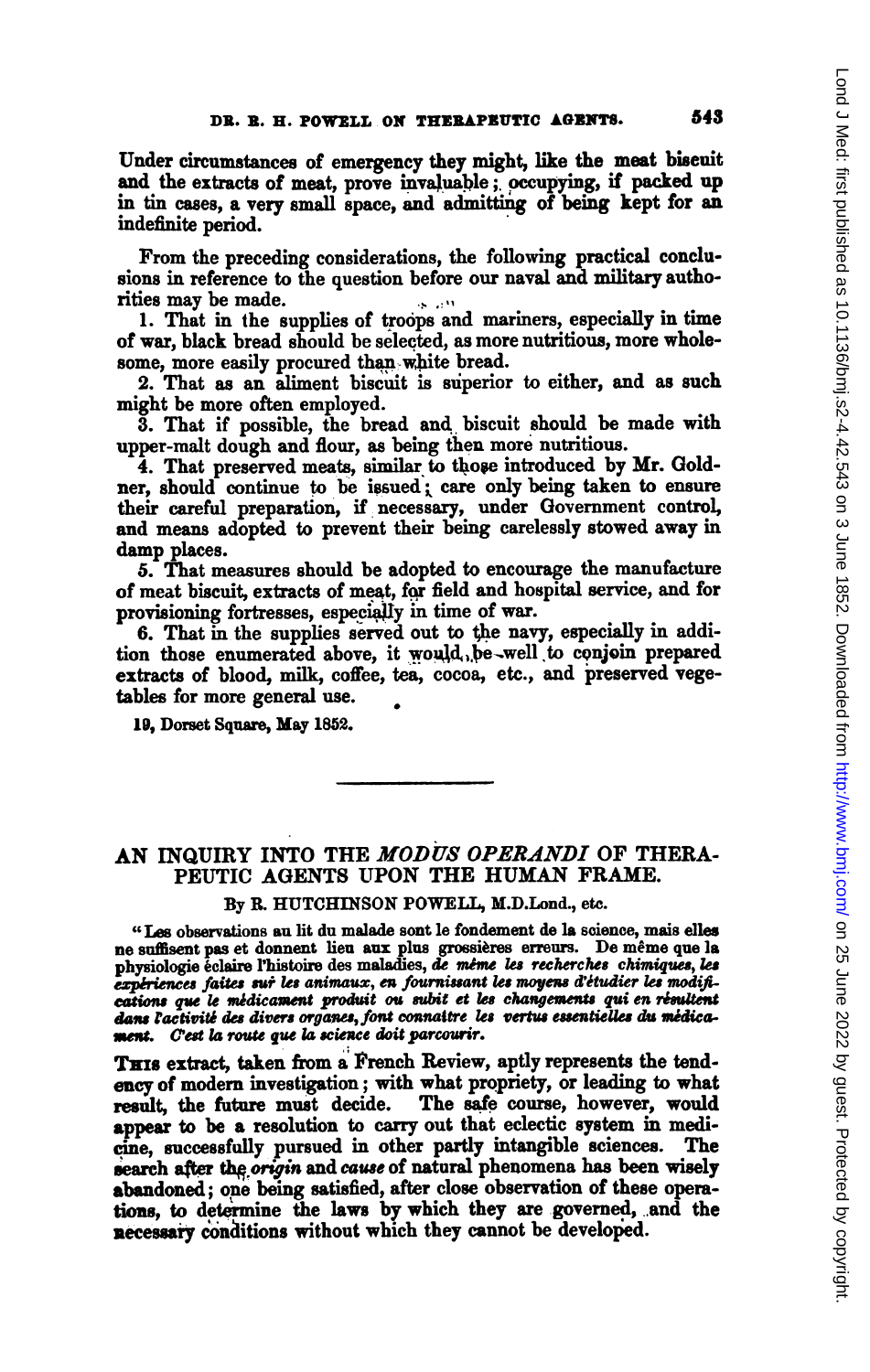Under circumstances of emergency they might, like the meat biscuit and the extracts of meat, prove invaluable; occupying, if packed up in tin cases, a very small space, and admitting of being kept for an indefinite period.

From the preceding considerations, the following practical conclusions in reference to the question before our naval and military authorities may be made.

1. That in the supplies of troops and mariners, especially in time of war, black bread should be selected, as more nutritious, more wholesome, more easily procured than white bread.
2. That as an aliment biscuit is superior to either, and as such might be more often employed.
3. That if possible, the bread and biscuit should be made with upper-malt dough and flour, as being then more nutritious.
4. That preserved meats, similar to those introduced by Mr. Goldner, should continue to be issued; care only being taken to ensure their careful preparation, if necessary, under Government control, and means adopted to prevent their being carelessly stowed away in damp places.
5. That measures should be adopted to encourage the manufacture of meat biscuit, extracts of meat, for field and hospital service, and for provisioning fortresses, especially in time of war.
6. That in the supplies served out to the navy, especially in addition those enumerated above, it would be well to conjoin prepared extracts of blood, milk, coffee, tea, cocoa, etc., and preserved vegetables for more general use.

**19, Dorset Square, May 1852.**

---

# AN INQUIRY INTO THE *MODUS OPERANDI* OF THERAPEUTIC AGENTS UPON THE HUMAN FRAME.

### By R. HUTCHINSON POWELL, M.D.Lond., etc.

"Les observations au lit du malade sont le fondement de la science, mais elles ne suffisent pas et donnent lieu aux plus grossières erreurs. De même que la physiologie éclaire l'histoire des maladies, *de même les recherches chimiques, les expériences faites sur les animaux, en fournissant les moyens d'étudier les modifications que le médicament produit ou subit et les changements qui en résultent dans l'activité des divers organes, font connaître les vertus essentielles du médicament. C'est la route que la science doit parcourir.*

THIS extract, taken from a French Review, aptly represents the tendency of modern investigation; with what propriety, or leading to what result, the future must decide. The safe course, however, would appear to be a resolution to carry out that eclectic system in medicine, successfully pursued in other partly intangible sciences. The search after the *origin* and *cause* of natural phenomena has been wisely abandoned; one being satisfied, after close observation of these operations, to determine the laws by which they are governed, and the necessary conditions without which they cannot be developed.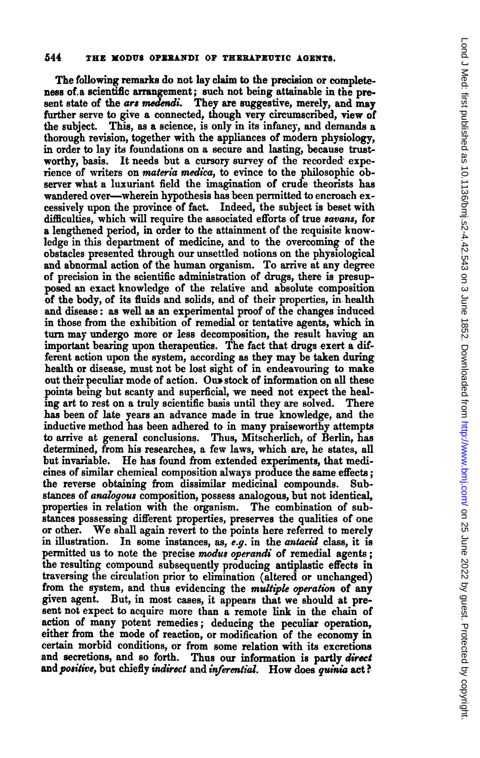The following remarks do not lay claim to the precision or completeness of a scientific arrangement; such not being attainable in the present state of the *ars medendi*. They are suggestive, merely, and may further serve to give a connected, though very circumscribed, view of the subject. This, as a science, is only in its infancy, and demands a thorough revision, together with the appliances of modern physiology, in order to lay its foundations on a secure and lasting, because trustworthy, basis. It needs but a cursory survey of the recorded experience of writers on *materia medica*, to evince to the philosophic observer what a luxuriant field the imagination of crude theorists has wandered over—wherein hypothesis has been permitted to encroach excessively upon the province of fact. Indeed, the subject is beset with difficulties, which will require the associated efforts of true *savans*, for a lengthened period, in order to the attainment of the requisite knowledge in this department of medicine, and to the overcoming of the obstacles presented through our unsettled notions on the physiological and abnormal action of the human organism. To arrive at any degree of precision in the scientific administration of drugs, there is presupposed an exact knowledge of the relative and absolute composition of the body, of its fluids and solids, and of their properties, in health and disease: as well as an experimental proof of the changes induced in those from the exhibition of remedial or tentative agents, which in turn may undergo more or less decomposition, the result having an important bearing upon therapeutics. The fact that drugs exert a different action upon the system, according as they may be taken during health or disease, must not be lost sight of in endeavouring to make out their peculiar mode of action. Our stock of information on all these points being but scanty and superficial, we need not expect the healing art to rest on a truly scientific basis until they are solved. There has been of late years an advance made in true knowledge, and the inductive method has been adhered to in many praiseworthy attempts to arrive at general conclusions. Thus, Mitscherlich, of Berlin, has determined, from his researches, a few laws, which are, he states, all but invariable. He has found from extended experiments, that medicines of similar chemical composition always produce the same effects; the reverse obtaining from dissimilar medicinal compounds. Substances of *analogous* composition, possess analogous, but not identical, properties in relation with the organism. The combination of substances possessing different properties, preserves the qualities of one or other. We shall again revert to the points here referred to merely in illustration. In some instances, as, *e.g.* in the *antacid* class, it is permitted us to note the precise *modus operandi* of remedial agents; the resulting compound subsequently producing antiplastic effects in traversing the circulation prior to elimination (altered or unchanged) from the system, and thus evidencing the *multiple operation* of any given agent. But, in most cases, it appears that we should at present not expect to acquire more than a remote link in the chain of action of many potent remedies; deducing the peculiar operation, either from the mode of reaction, or modification of the economy in certain morbid conditions, or from some relation with its excretions and secretions, and so forth. Thus our information is partly *direct* and *positive*, but chiefly *indirect* and *inferential*. How does *quinia* act?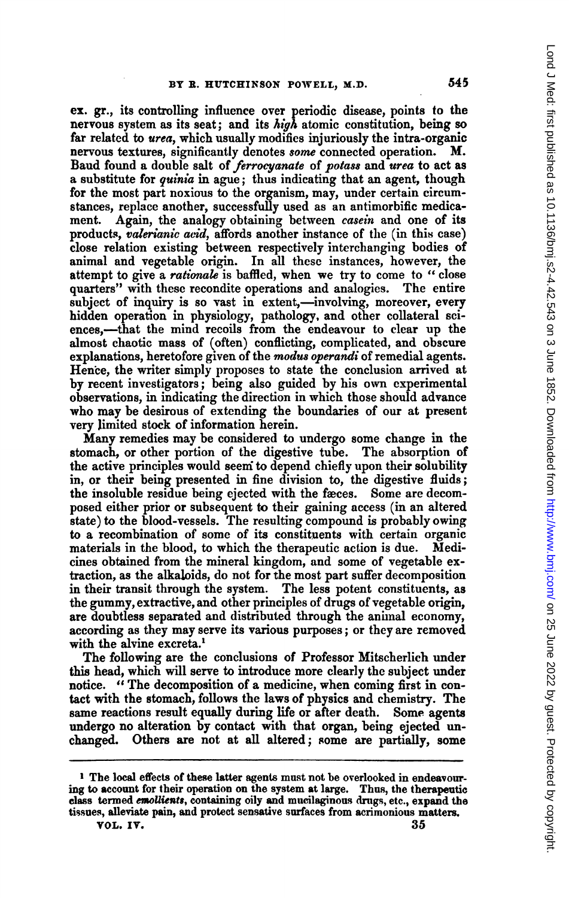ex. gr., its controlling influence over periodic disease, points to the nervous system as its seat; and its *high* atomic constitution, being so far related to *urea*, which usually modifies injuriously the intra-organic nervous textures, significantly denotes *some* connected operation. M. Baud found a double salt of *ferrocyanate* of *potass* and *urea* to act as a substitute for *quinia* in ague; thus indicating that an agent, though for the most part noxious to the organism, may, under certain circumstances, replace another, successfully used as an antimorbific medicament. Again, the analogy obtaining between *casein* and one of its products, *valerianic acid*, affords another instance of the (in this case) close relation existing between respectively interchanging bodies of animal and vegetable origin. In all these instances, however, the attempt to give a *rationale* is baffled, when we try to come to "close quarters" with these recondite operations and analogies. The entire subject of inquiry is so vast in extent,—involving, moreover, every hidden operation in physiology, pathology, and other collateral sciences,—that the mind recoils from the endeavour to clear up the almost chaotic mass of (often) conflicting, complicated, and obscure explanations, heretofore given of the *modus operandi* of remedial agents. Hence, the writer simply proposes to state the conclusion arrived at by recent investigators; being also guided by his own experimental observations, in indicating the direction in which those should advance who may be desirous of extending the boundaries of our at present very limited stock of information herein.

Many remedies may be considered to undergo some change in the stomach, or other portion of the digestive tube. The absorption of the active principles would seem to depend chiefly upon their solubility in, or their being presented in fine division to, the digestive fluids; the insoluble residue being ejected with the fæces. Some are decomposed either prior or subsequent to their gaining access (in an altered state) to the blood-vessels. The resulting compound is probably owing to a recombination of some of its constituents with certain organic materials in the blood, to which the therapeutic action is due. Medicines obtained from the mineral kingdom, and some of vegetable extraction, as the alkaloids, do not for the most part suffer decomposition in their transit through the system. The less potent constituents, as the gummy, extractive, and other principles of drugs of vegetable origin, are doubtless separated and distributed through the animal economy, according as they may serve its various purposes; or they are removed with the alvine excreta.[1]

The following are the conclusions of Professor Mitscherlich under this head, which will serve to introduce more clearly the subject under notice. "The decomposition of a medicine, when coming first in contact with the stomach, follows the laws of physics and chemistry. The same reactions result equally during life or after death. Some agents undergo no alteration by contact with that organ, being ejected unchanged. Others are not at all altered; some are partially, some

[1] The local effects of these latter agents must not be overlooked in endeavouring to account for their operation on the system at large. Thus, the therapeutic class termed *emollients*, containing oily and mucilaginous drugs, etc., expand the tissues, alleviate pain, and protect sensative surfaces from acrimonious matters.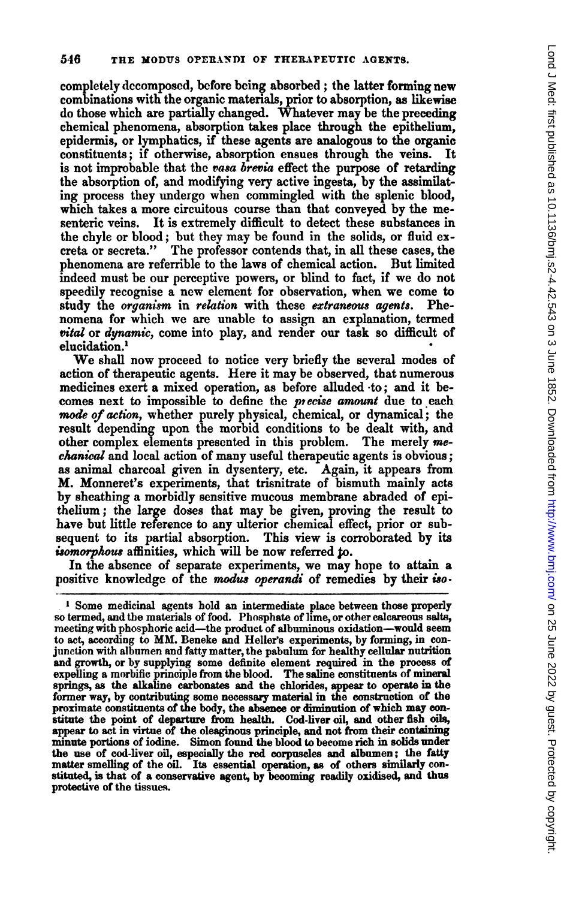completely decomposed, before being absorbed; the latter forming new combinations with the organic materials, prior to absorption, as likewise do those which are partially changed. Whatever may be the preceding chemical phenomena, absorption takes place through the epithelium, epidermis, or lymphatics, if these agents are analogous to the organic constituents; if otherwise, absorption ensues through the veins. It is not improbable that the *vasa brevia* effect the purpose of retarding the absorption of, and modifying very active ingesta, by the assimilating process they undergo when commingled with the splenic blood, which takes a more circuitous course than that conveyed by the mesenteric veins. It is extremely difficult to detect these substances in the chyle or blood; but they may be found in the solids, or fluid excreta or secreta." The professor contends that, in all these cases, the phenomena are referrible to the laws of chemical action. But limited indeed must be our perceptive powers, or blind to fact, if we do not speedily recognise a new element for observation, when we come to study the *organism* in *relation* with these *extraneous agents*. Phenomena for which we are unable to assign an explanation, termed *vital* or *dynamic*, come into play, and render our task so difficult of elucidation.[1]

We shall now proceed to notice very briefly the several modes of action of therapeutic agents. Here it may be observed, that numerous medicines exert a mixed operation, as before alluded to; and it becomes next to impossible to define the *precise amount* due to each *mode of action*, whether purely physical, chemical, or dynamical; the result depending upon the morbid conditions to be dealt with, and other complex elements presented in this problem. The merely *mechanical* and local action of many useful therapeutic agents is obvious; as animal charcoal given in dysentery, etc. Again, it appears from M. Monneret's experiments, that trisnitrate of bismuth mainly acts by sheathing a morbidly sensitive mucous membrane abraded of epithelium; the large doses that may be given, proving the result to have but little reference to any ulterior chemical effect, prior or subsequent to its partial absorption. This view is corroborated by its *isomorphous* affinities, which will be now referred to.

In the absence of separate experiments, we may hope to attain a positive knowledge of the *modus operandi* of remedies by their *iso-*

---

[1] Some medicinal agents hold an intermediate place between those properly so termed, and the materials of food. Phosphate of lime, or other calcareous salts, meeting with phosphoric acid—the product of albuminous oxidation—would seem to act, according to MM. Beneke and Heller's experiments, by forming, in conjunction with albumen and fatty matter, the pabulum for healthy cellular nutrition and growth, or by supplying some definite element required in the process of expelling a morbific principle from the blood. The saline constituents of mineral springs, as the alkaline carbonates and the chlorides, appear to operate in the former way, by contributing some necessary material in the construction of the proximate constituents of the body, the absence or diminution of which may constitute the point of departure from health. Cod-liver oil, and other fish oils, appear to act in virtue of the oleaginous principle, and not from their containing minute portions of iodine. Simon found the blood to become rich in solids under the use of cod-liver oil, especially the red corpuscles and albumen; the fatty matter smelling of the oil. Its essential operation, as of others similarly constituted, is that of a conservative agent, by becoming readily oxidised, and thus protective of the tissues.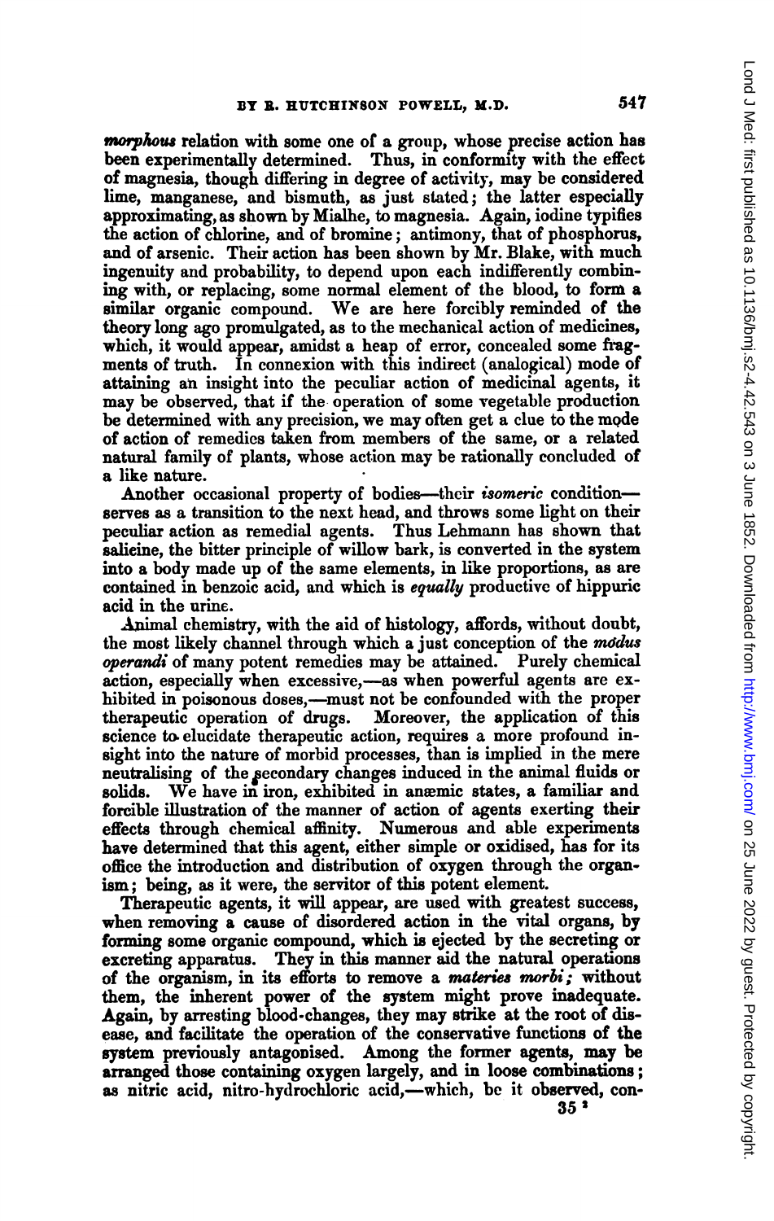*morphous* relation with some one of a group, whose precise action has been experimentally determined. Thus, in conformity with the effect of magnesia, though differing in degree of activity, may be considered lime, manganese, and bismuth, as just stated; the latter especially approximating, as shown by Mialhe, to magnesia. Again, iodine typifies the action of chlorine, and of bromine; antimony, that of phosphorus, and of arsenic. Their action has been shown by Mr. Blake, with much ingenuity and probability, to depend upon each indifferently combining with, or replacing, some normal element of the blood, to form a similar organic compound. We are here forcibly reminded of the theory long ago promulgated, as to the mechanical action of medicines, which, it would appear, amidst a heap of error, concealed some fragments of truth. In connexion with this indirect (analogical) mode of attaining an insight into the peculiar action of medicinal agents, it may be observed, that if the operation of some vegetable production be determined with any precision, we may often get a clue to the mode of action of remedies taken from members of the same, or a related natural family of plants, whose action may be rationally concluded of a like nature.

Another occasional property of bodies—their *isomeric* condition—serves as a transition to the next head, and throws some light on their peculiar action as remedial agents. Thus Lehmann has shown that salicine, the bitter principle of willow bark, is converted in the system into a body made up of the same elements, in like proportions, as are contained in benzoic acid, and which is *equally* productive of hippuric acid in the urine.

Animal chemistry, with the aid of histology, affords, without doubt, the most likely channel through which a just conception of the *mŏdus operandi* of many potent remedies may be attained. Purely chemical action, especially when excessive,—as when powerful agents are exhibited in poisonous doses,—must not be confounded with the proper therapeutic operation of drugs. Moreover, the application of this science to elucidate therapeutic action, requires a more profound insight into the nature of morbid processes, than is implied in the mere neutralising of the secondary changes induced in the animal fluids or solids. We have in iron, exhibited in anæmic states, a familiar and forcible illustration of the manner of action of agents exerting their effects through chemical affinity. Numerous and able experiments have determined that this agent, either simple or oxidised, has for its office the introduction and distribution of oxygen through the organism; being, as it were, the servitor of this potent element.

Therapeutic agents, it will appear, are used with greatest success, when removing a cause of disordered action in the vital organs, by forming some organic compound, which is ejected by the secreting or excreting apparatus. They in this manner aid the natural operations of the organism, in its efforts to remove a *materies morbi;* without them, the inherent power of the system might prove inadequate. Again, by arresting blood-changes, they may strike at the root of disease, and facilitate the operation of the conservative functions of the system previously antagonised. Among the former agents, may be arranged those containing oxygen largely, and in loose combinations; as nitric acid, nitro-hydrochloric acid,—which, be it observed, con-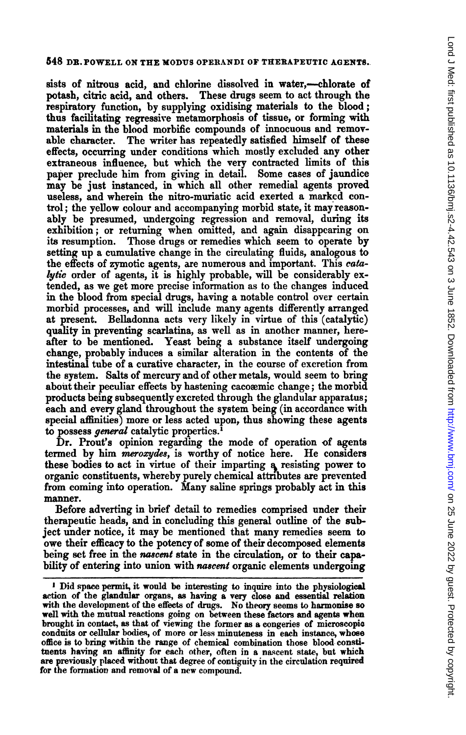sists of nitrous acid, and chlorine dissolved in water,—chlorate of potash, citric acid, and others. These drugs seem to act through the respiratory function, by supplying oxidising materials to the blood; thus facilitating regressive metamorphosis of tissue, or forming with materials in the blood morbific compounds of innocuous and removable character. The writer has repeatedly satisfied himself of these effects, occurring under conditions which mostly excluded any other extraneous influence, but which the very contracted limits of this paper preclude him from giving in detail. Some cases of jaundice may be just instanced, in which all other remedial agents proved useless, and wherein the nitro-muriatic acid exerted a marked control; the yellow colour and accompanying morbid state, it may reasonably be presumed, undergoing regression and removal, during its exhibition; or returning when omitted, and again disappearing on its resumption. Those drugs or remedies which seem to operate by setting up a cumulative change in the circulating fluids, analogous to the effects of zymotic agents, are numerous and important. This *catalytic* order of agents, it is highly probable, will be considerably extended, as we get more precise information as to the changes induced in the blood from special drugs, having a notable control over certain morbid processes, and will include many agents differently arranged at present. Belladonna acts very likely in virtue of this (catalytic) quality in preventing scarlatina, as well as in another manner, hereafter to be mentioned. Yeast being a substance itself undergoing change, probably induces a similar alteration in the contents of the intestinal tube of a curative character, in the course of excretion from the system. Salts of mercury and of other metals, would seem to bring about their peculiar effects by hastening cacoæmic change; the morbid products being subsequently excreted through the glandular apparatus; each and every gland throughout the system being (in accordance with special affinities) more or less acted upon, thus showing these agents to possess *general* catalytic properties.[1]

Dr. Prout's opinion regarding the mode of operation of agents termed by him *meroxydes*, is worthy of notice here. He considers these bodies to act in virtue of their imparting a resisting power to organic constituents, whereby purely chemical attributes are prevented from coming into operation. Many saline springs probably act in this manner.

Before adverting in brief detail to remedies comprised under their therapeutic heads, and in concluding this general outline of the subject under notice, it may be mentioned that many remedies seem to owe their efficacy to the potency of some of their decomposed elements being set free in the *nascent* state in the circulation, or to their capability of entering into union with *nascent* organic elements undergoing

[1] Did space permit, it would be interesting to inquire into the physiological action of the glandular organs, as having a very close and essential relation with the development of the effects of drugs. No theory seems to harmonise so well with the mutual reactions going on between these factors and agents when brought in contact, as that of viewing the former as a congeries of microscopic conduits or cellular bodies, of more or less minuteness in each instance, whose office is to bring within the range of chemical combination those blood constituents having an affinity for each other, often in a nascent state, but which are previously placed without that degree of contiguity in the circulation required for the formation and removal of a new compound.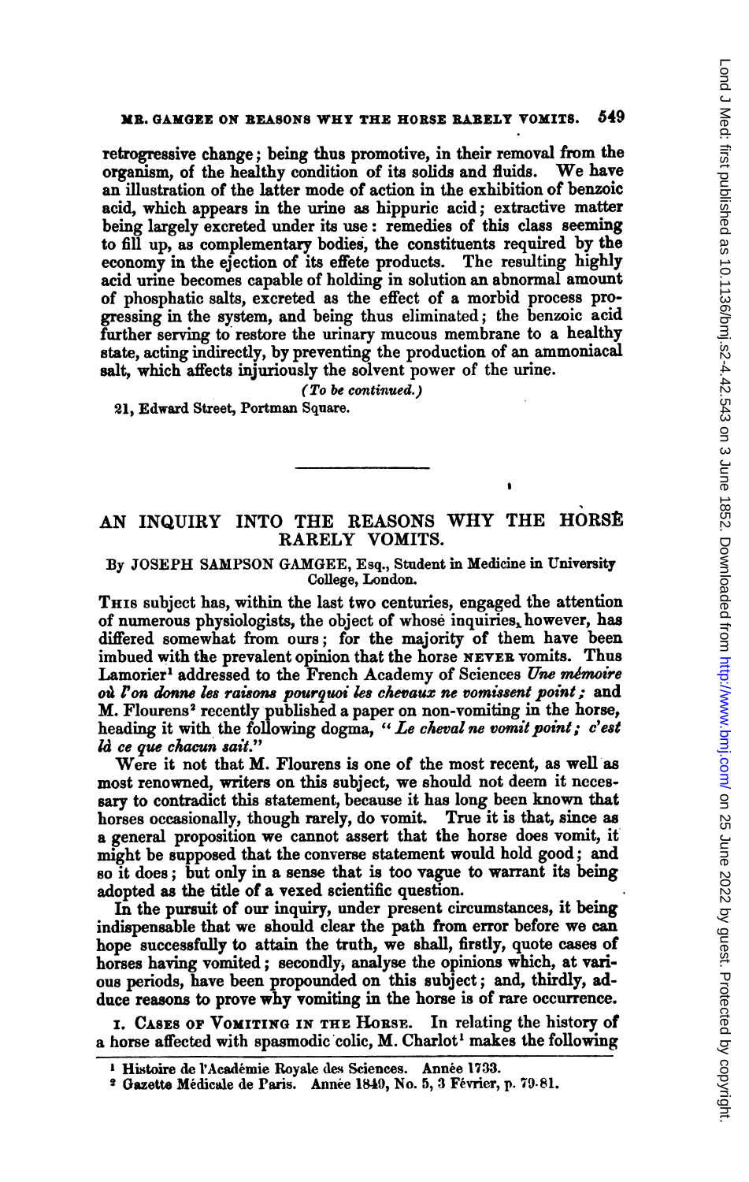retrogressive change; being thus promotive, in their removal from the organism, of the healthy condition of its solids and fluids. We have an illustration of the latter mode of action in the exhibition of benzoic acid, which appears in the urine as hippuric acid; extractive matter being largely excreted under its use: remedies of this class seeming to fill up, as complementary bodies, the constituents required by the economy in the ejection of its effete products. The resulting highly acid urine becomes capable of holding in solution an abnormal amount of phosphatic salts, excreted as the effect of a morbid process progressing in the system, and being thus eliminated; the benzoic acid further serving to restore the urinary mucous membrane to a healthy state, acting indirectly, by preventing the production of an ammoniacal salt, which affects injuriously the solvent power of the urine.

*(To be continued.)*

21, Edward Street, Portman Square.

---

# AN INQUIRY INTO THE REASONS WHY THE HORSE RARELY VOMITS.

By JOSEPH SAMPSON GAMGEE, Esq., Student in Medicine in University College, London.

THIS subject has, within the last two centuries, engaged the attention of numerous physiologists, the object of whose inquiries, however, has differed somewhat from ours; for the majority of them have been imbued with the prevalent opinion that the horse NEVER vomits. Thus Lamorier[1] addressed to the French Academy of Sciences *Une mémoire où l'on donne les raisons pourquoi les chevaux ne vomissent point;* and M. Flourens[2] recently published a paper on non-vomiting in the horse, heading it with the following dogma, *"Le cheval ne vomit point; c'est là ce que chacun sait."*

Were it not that M. Flourens is one of the most recent, as well as most renowned, writers on this subject, we should not deem it necessary to contradict this statement, because it has long been known that horses occasionally, though rarely, do vomit. True it is that, since as a general proposition we cannot assert that the horse does vomit, it might be supposed that the converse statement would hold good; and so it does; but only in a sense that is too vague to warrant its being adopted as the title of a vexed scientific question.

In the pursuit of our inquiry, under present circumstances, it being indispensable that we should clear the path from error before we can hope successfully to attain the truth, we shall, firstly, quote cases of horses having vomited; secondly, analyse the opinions which, at various periods, have been propounded on this subject; and, thirdly, adduce reasons to prove why vomiting in the horse is of rare occurrence.

I. CASES OF VOMITING IN THE HORSE. In relating the history of a horse affected with spasmodic colic, M. Charlot[1] makes the following

[1] Histoire de l'Académie Royale des Sciences. Année 1733.

[2] Gazette Médicale de Paris. Année 1840, No. 5, 3 Février, p. 79-81.